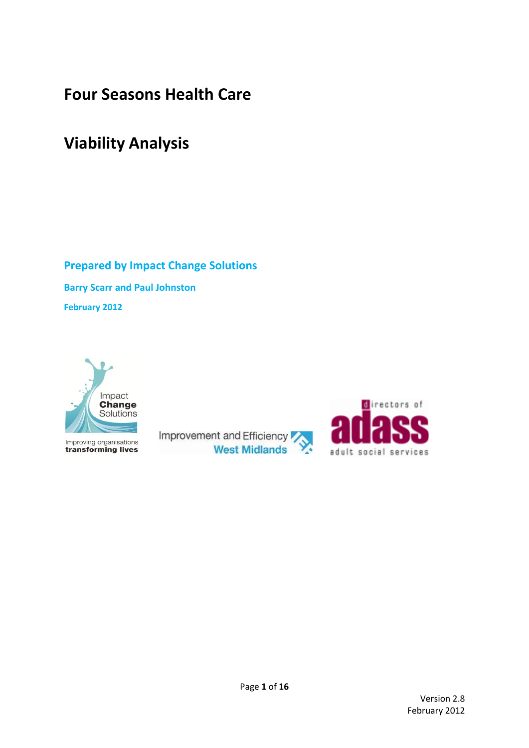# Four Seasons Health Care

# Viability Analysis

**Prepared by Impact Change Solutions**

**Barry Scarr and Paul Johnston**

**February 2012**

Version 2.8
February 2012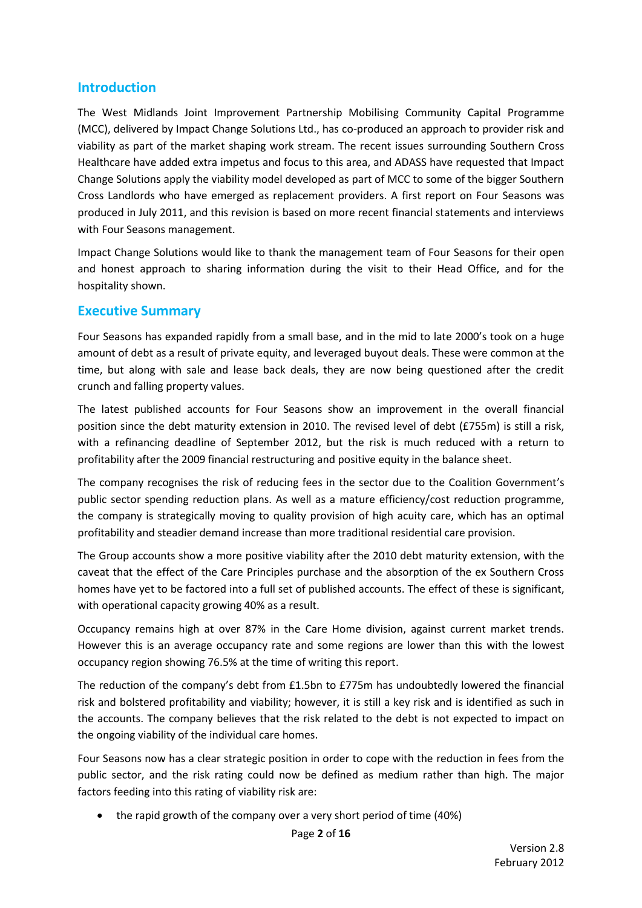## Introduction

The West Midlands Joint Improvement Partnership Mobilising Community Capital Programme (MCC), delivered by Impact Change Solutions Ltd., has co-produced an approach to provider risk and viability as part of the market shaping work stream. The recent issues surrounding Southern Cross Healthcare have added extra impetus and focus to this area, and ADASS have requested that Impact Change Solutions apply the viability model developed as part of MCC to some of the bigger Southern Cross Landlords who have emerged as replacement providers. A first report on Four Seasons was produced in July 2011, and this revision is based on more recent financial statements and interviews with Four Seasons management.

Impact Change Solutions would like to thank the management team of Four Seasons for their open and honest approach to sharing information during the visit to their Head Office, and for the hospitality shown.

## Executive Summary

Four Seasons has expanded rapidly from a small base, and in the mid to late 2000's took on a huge amount of debt as a result of private equity, and leveraged buyout deals. These were common at the time, but along with sale and lease back deals, they are now being questioned after the credit crunch and falling property values.

The latest published accounts for Four Seasons show an improvement in the overall financial position since the debt maturity extension in 2010. The revised level of debt (£755m) is still a risk, with a refinancing deadline of September 2012, but the risk is much reduced with a return to profitability after the 2009 financial restructuring and positive equity in the balance sheet.

The company recognises the risk of reducing fees in the sector due to the Coalition Government's public sector spending reduction plans. As well as a mature efficiency/cost reduction programme, the company is strategically moving to quality provision of high acuity care, which has an optimal profitability and steadier demand increase than more traditional residential care provision.

The Group accounts show a more positive viability after the 2010 debt maturity extension, with the caveat that the effect of the Care Principles purchase and the absorption of the ex Southern Cross homes have yet to be factored into a full set of published accounts. The effect of these is significant, with operational capacity growing 40% as a result.

Occupancy remains high at over 87% in the Care Home division, against current market trends. However this is an average occupancy rate and some regions are lower than this with the lowest occupancy region showing 76.5% at the time of writing this report.

The reduction of the company's debt from £1.5bn to £775m has undoubtedly lowered the financial risk and bolstered profitability and viability; however, it is still a key risk and is identified as such in the accounts. The company believes that the risk related to the debt is not expected to impact on the ongoing viability of the individual care homes.

Four Seasons now has a clear strategic position in order to cope with the reduction in fees from the public sector, and the risk rating could now be defined as medium rather than high. The major factors feeding into this rating of viability risk are:

- the rapid growth of the company over a very short period of time (40%)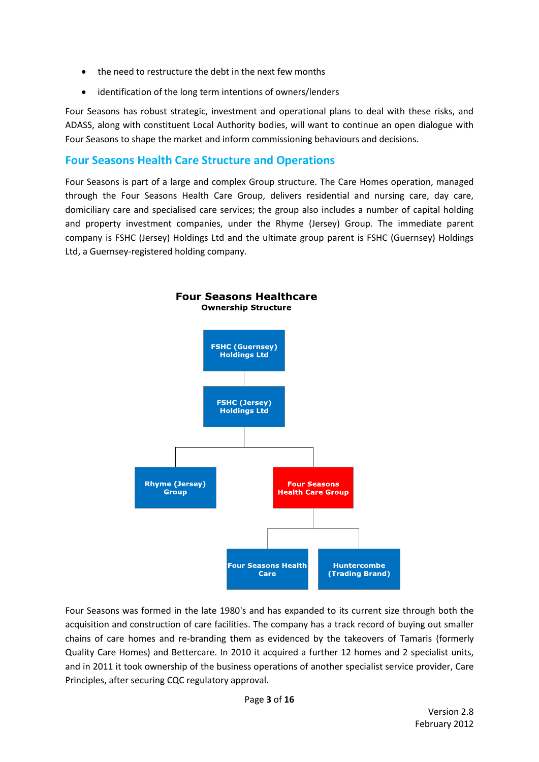- the need to restructure the debt in the next few months
- identification of the long term intentions of owners/lenders

Four Seasons has robust strategic, investment and operational plans to deal with these risks, and ADASS, along with constituent Local Authority bodies, will want to continue an open dialogue with Four Seasons to shape the market and inform commissioning behaviours and decisions.

## Four Seasons Health Care Structure and Operations

Four Seasons is part of a large and complex Group structure. The Care Homes operation, managed through the Four Seasons Health Care Group, delivers residential and nursing care, day care, domiciliary care and specialised care services; the group also includes a number of capital holding and property investment companies, under the Rhyme (Jersey) Group. The immediate parent company is FSHC (Jersey) Holdings Ltd and the ultimate group parent is FSHC (Guernsey) Holdings Ltd, a Guernsey-registered holding company.

**Four Seasons Healthcare**
**Ownership Structure**

- FSHC (Guernsey) Holdings Ltd
  - FSHC (Jersey) Holdings Ltd
    - Rhyme (Jersey) Group
    - Four Seasons Health Care Group
      - Four Seasons Health Care
      - Huntercombe (Trading Brand)

Four Seasons was formed in the late 1980's and has expanded to its current size through both the acquisition and construction of care facilities. The company has a track record of buying out smaller chains of care homes and re-branding them as evidenced by the takeovers of Tamaris (formerly Quality Care Homes) and Bettercare. In 2010 it acquired a further 12 homes and 2 specialist units, and in 2011 it took ownership of the business operations of another specialist service provider, Care Principles, after securing CQC regulatory approval.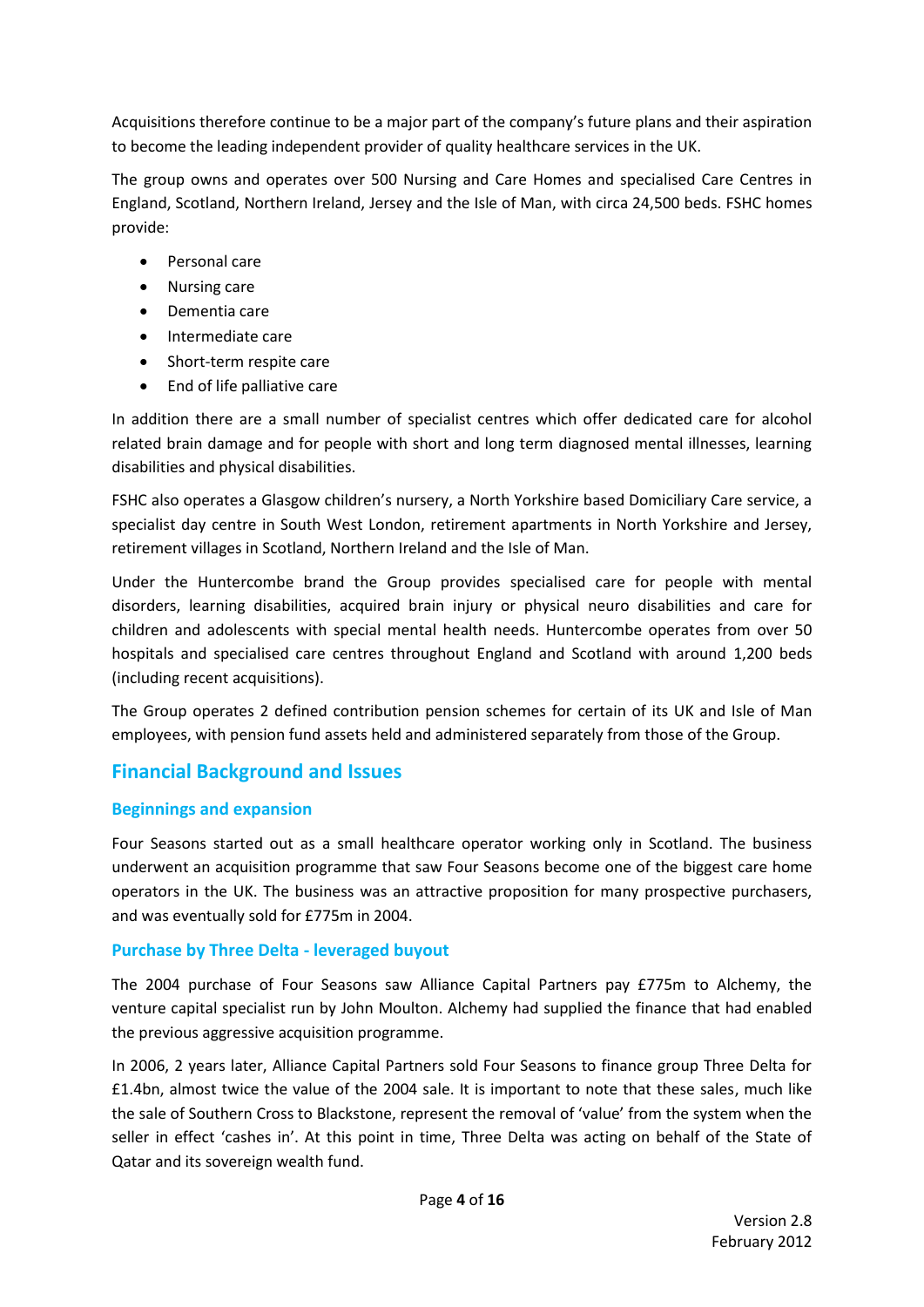Acquisitions therefore continue to be a major part of the company's future plans and their aspiration to become the leading independent provider of quality healthcare services in the UK.

The group owns and operates over 500 Nursing and Care Homes and specialised Care Centres in England, Scotland, Northern Ireland, Jersey and the Isle of Man, with circa 24,500 beds. FSHC homes provide:

- Personal care
- Nursing care
- Dementia care
- Intermediate care
- Short-term respite care
- End of life palliative care

In addition there are a small number of specialist centres which offer dedicated care for alcohol related brain damage and for people with short and long term diagnosed mental illnesses, learning disabilities and physical disabilities.

FSHC also operates a Glasgow children's nursery, a North Yorkshire based Domiciliary Care service, a specialist day centre in South West London, retirement apartments in North Yorkshire and Jersey, retirement villages in Scotland, Northern Ireland and the Isle of Man.

Under the Huntercombe brand the Group provides specialised care for people with mental disorders, learning disabilities, acquired brain injury or physical neuro disabilities and care for children and adolescents with special mental health needs. Huntercombe operates from over 50 hospitals and specialised care centres throughout England and Scotland with around 1,200 beds (including recent acquisitions).

The Group operates 2 defined contribution pension schemes for certain of its UK and Isle of Man employees, with pension fund assets held and administered separately from those of the Group.

## Financial Background and Issues

### Beginnings and expansion

Four Seasons started out as a small healthcare operator working only in Scotland. The business underwent an acquisition programme that saw Four Seasons become one of the biggest care home operators in the UK. The business was an attractive proposition for many prospective purchasers, and was eventually sold for £775m in 2004.

### Purchase by Three Delta - leveraged buyout

The 2004 purchase of Four Seasons saw Alliance Capital Partners pay £775m to Alchemy, the venture capital specialist run by John Moulton. Alchemy had supplied the finance that had enabled the previous aggressive acquisition programme.

In 2006, 2 years later, Alliance Capital Partners sold Four Seasons to finance group Three Delta for £1.4bn, almost twice the value of the 2004 sale. It is important to note that these sales, much like the sale of Southern Cross to Blackstone, represent the removal of 'value' from the system when the seller in effect 'cashes in'. At this point in time, Three Delta was acting on behalf of the State of Qatar and its sovereign wealth fund.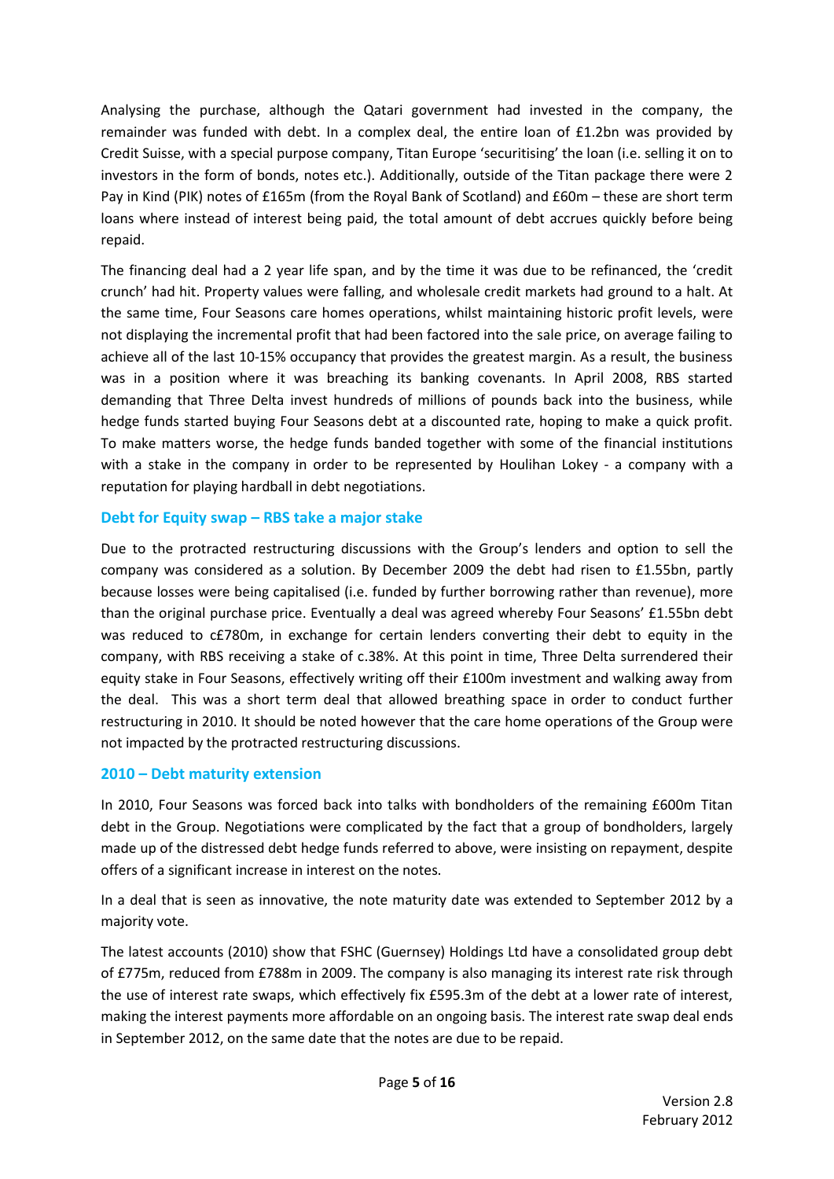Analysing the purchase, although the Qatari government had invested in the company, the remainder was funded with debt. In a complex deal, the entire loan of £1.2bn was provided by Credit Suisse, with a special purpose company, Titan Europe 'securitising' the loan (i.e. selling it on to investors in the form of bonds, notes etc.). Additionally, outside of the Titan package there were 2 Pay in Kind (PIK) notes of £165m (from the Royal Bank of Scotland) and £60m – these are short term loans where instead of interest being paid, the total amount of debt accrues quickly before being repaid.

The financing deal had a 2 year life span, and by the time it was due to be refinanced, the 'credit crunch' had hit. Property values were falling, and wholesale credit markets had ground to a halt. At the same time, Four Seasons care homes operations, whilst maintaining historic profit levels, were not displaying the incremental profit that had been factored into the sale price, on average failing to achieve all of the last 10-15% occupancy that provides the greatest margin. As a result, the business was in a position where it was breaching its banking covenants. In April 2008, RBS started demanding that Three Delta invest hundreds of millions of pounds back into the business, while hedge funds started buying Four Seasons debt at a discounted rate, hoping to make a quick profit. To make matters worse, the hedge funds banded together with some of the financial institutions with a stake in the company in order to be represented by Houlihan Lokey - a company with a reputation for playing hardball in debt negotiations.

## Debt for Equity swap – RBS take a major stake

Due to the protracted restructuring discussions with the Group's lenders and option to sell the company was considered as a solution. By December 2009 the debt had risen to £1.55bn, partly because losses were being capitalised (i.e. funded by further borrowing rather than revenue), more than the original purchase price. Eventually a deal was agreed whereby Four Seasons' £1.55bn debt was reduced to c£780m, in exchange for certain lenders converting their debt to equity in the company, with RBS receiving a stake of c.38%. At this point in time, Three Delta surrendered their equity stake in Four Seasons, effectively writing off their £100m investment and walking away from the deal. This was a short term deal that allowed breathing space in order to conduct further restructuring in 2010. It should be noted however that the care home operations of the Group were not impacted by the protracted restructuring discussions.

## 2010 – Debt maturity extension

In 2010, Four Seasons was forced back into talks with bondholders of the remaining £600m Titan debt in the Group. Negotiations were complicated by the fact that a group of bondholders, largely made up of the distressed debt hedge funds referred to above, were insisting on repayment, despite offers of a significant increase in interest on the notes.

In a deal that is seen as innovative, the note maturity date was extended to September 2012 by a majority vote.

The latest accounts (2010) show that FSHC (Guernsey) Holdings Ltd have a consolidated group debt of £775m, reduced from £788m in 2009. The company is also managing its interest rate risk through the use of interest rate swaps, which effectively fix £595.3m of the debt at a lower rate of interest, making the interest payments more affordable on an ongoing basis. The interest rate swap deal ends in September 2012, on the same date that the notes are due to be repaid.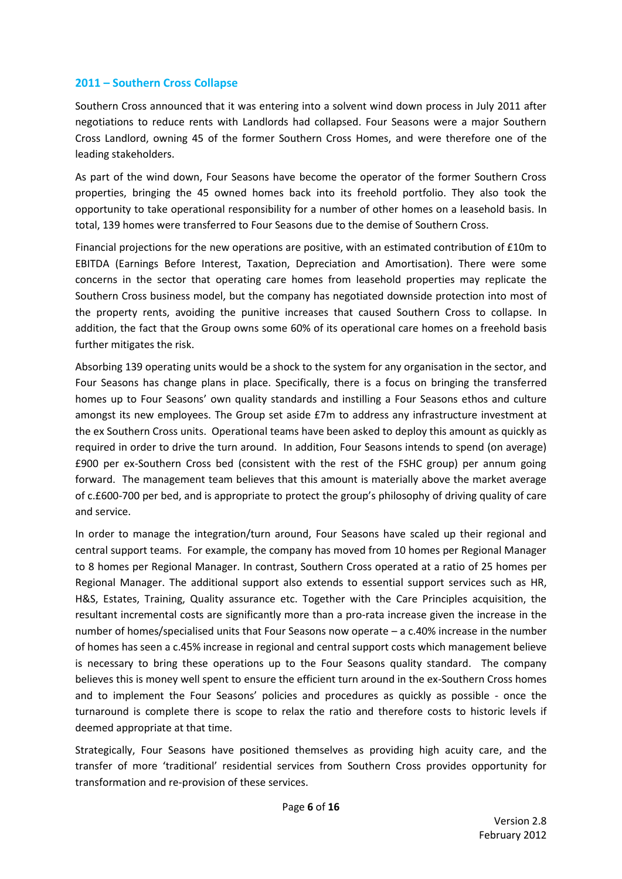## 2011 – Southern Cross Collapse

Southern Cross announced that it was entering into a solvent wind down process in July 2011 after negotiations to reduce rents with Landlords had collapsed. Four Seasons were a major Southern Cross Landlord, owning 45 of the former Southern Cross Homes, and were therefore one of the leading stakeholders.

As part of the wind down, Four Seasons have become the operator of the former Southern Cross properties, bringing the 45 owned homes back into its freehold portfolio. They also took the opportunity to take operational responsibility for a number of other homes on a leasehold basis. In total, 139 homes were transferred to Four Seasons due to the demise of Southern Cross.

Financial projections for the new operations are positive, with an estimated contribution of £10m to EBITDA (Earnings Before Interest, Taxation, Depreciation and Amortisation). There were some concerns in the sector that operating care homes from leasehold properties may replicate the Southern Cross business model, but the company has negotiated downside protection into most of the property rents, avoiding the punitive increases that caused Southern Cross to collapse. In addition, the fact that the Group owns some 60% of its operational care homes on a freehold basis further mitigates the risk.

Absorbing 139 operating units would be a shock to the system for any organisation in the sector, and Four Seasons has change plans in place. Specifically, there is a focus on bringing the transferred homes up to Four Seasons' own quality standards and instilling a Four Seasons ethos and culture amongst its new employees. The Group set aside £7m to address any infrastructure investment at the ex Southern Cross units. Operational teams have been asked to deploy this amount as quickly as required in order to drive the turn around. In addition, Four Seasons intends to spend (on average) £900 per ex-Southern Cross bed (consistent with the rest of the FSHC group) per annum going forward. The management team believes that this amount is materially above the market average of c.£600-700 per bed, and is appropriate to protect the group's philosophy of driving quality of care and service.

In order to manage the integration/turn around, Four Seasons have scaled up their regional and central support teams. For example, the company has moved from 10 homes per Regional Manager to 8 homes per Regional Manager. In contrast, Southern Cross operated at a ratio of 25 homes per Regional Manager. The additional support also extends to essential support services such as HR, H&S, Estates, Training, Quality assurance etc. Together with the Care Principles acquisition, the resultant incremental costs are significantly more than a pro-rata increase given the increase in the number of homes/specialised units that Four Seasons now operate – a c.40% increase in the number of homes has seen a c.45% increase in regional and central support costs which management believe is necessary to bring these operations up to the Four Seasons quality standard. The company believes this is money well spent to ensure the efficient turn around in the ex-Southern Cross homes and to implement the Four Seasons' policies and procedures as quickly as possible - once the turnaround is complete there is scope to relax the ratio and therefore costs to historic levels if deemed appropriate at that time.

Strategically, Four Seasons have positioned themselves as providing high acuity care, and the transfer of more 'traditional' residential services from Southern Cross provides opportunity for transformation and re-provision of these services.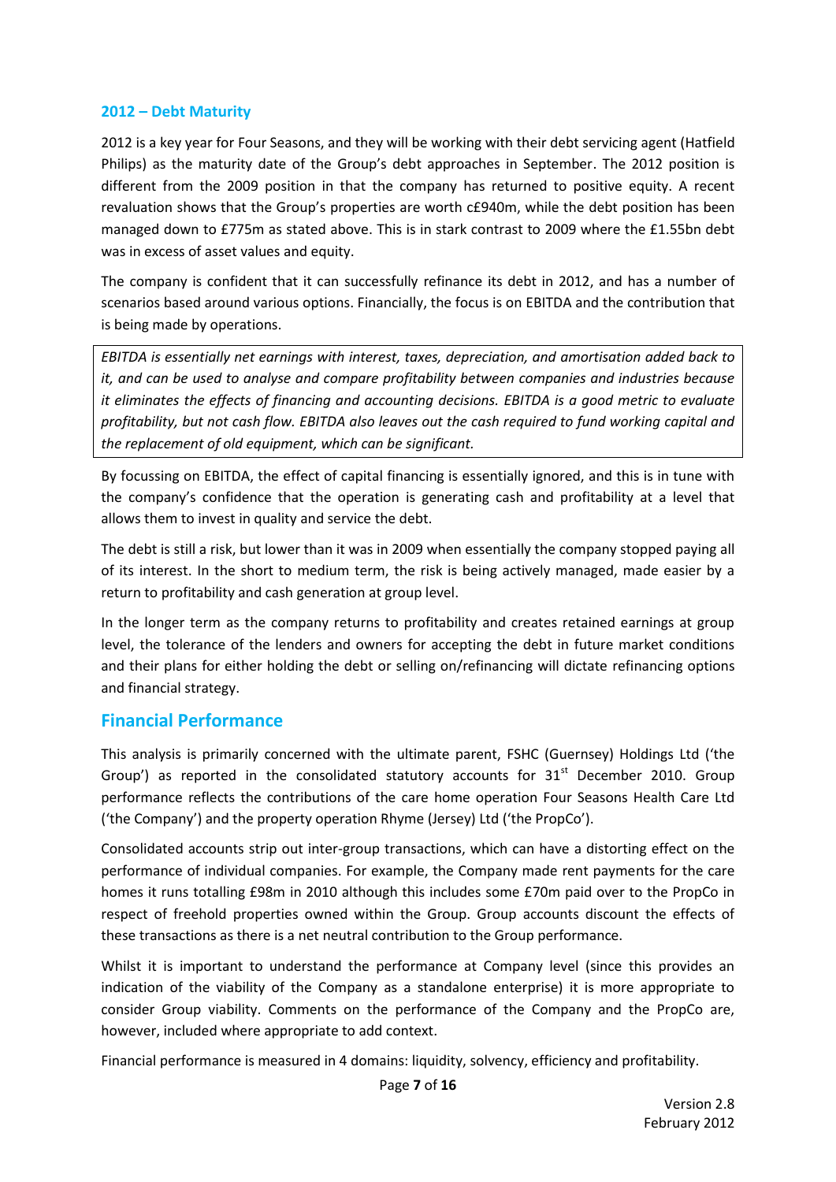### 2012 – Debt Maturity

2012 is a key year for Four Seasons, and they will be working with their debt servicing agent (Hatfield Philips) as the maturity date of the Group's debt approaches in September. The 2012 position is different from the 2009 position in that the company has returned to positive equity. A recent revaluation shows that the Group's properties are worth c£940m, while the debt position has been managed down to £775m as stated above. This is in stark contrast to 2009 where the £1.55bn debt was in excess of asset values and equity.

The company is confident that it can successfully refinance its debt in 2012, and has a number of scenarios based around various options. Financially, the focus is on EBITDA and the contribution that is being made by operations.

> *EBITDA is essentially net earnings with interest, taxes, depreciation, and amortisation added back to it, and can be used to analyse and compare profitability between companies and industries because it eliminates the effects of financing and accounting decisions. EBITDA is a good metric to evaluate profitability, but not cash flow. EBITDA also leaves out the cash required to fund working capital and the replacement of old equipment, which can be significant.*

By focussing on EBITDA, the effect of capital financing is essentially ignored, and this is in tune with the company's confidence that the operation is generating cash and profitability at a level that allows them to invest in quality and service the debt.

The debt is still a risk, but lower than it was in 2009 when essentially the company stopped paying all of its interest. In the short to medium term, the risk is being actively managed, made easier by a return to profitability and cash generation at group level.

In the longer term as the company returns to profitability and creates retained earnings at group level, the tolerance of the lenders and owners for accepting the debt in future market conditions and their plans for either holding the debt or selling on/refinancing will dictate refinancing options and financial strategy.

## Financial Performance

This analysis is primarily concerned with the ultimate parent, FSHC (Guernsey) Holdings Ltd ('the Group') as reported in the consolidated statutory accounts for 31st December 2010. Group performance reflects the contributions of the care home operation Four Seasons Health Care Ltd ('the Company') and the property operation Rhyme (Jersey) Ltd ('the PropCo').

Consolidated accounts strip out inter-group transactions, which can have a distorting effect on the performance of individual companies. For example, the Company made rent payments for the care homes it runs totalling £98m in 2010 although this includes some £70m paid over to the PropCo in respect of freehold properties owned within the Group. Group accounts discount the effects of these transactions as there is a net neutral contribution to the Group performance.

Whilst it is important to understand the performance at Company level (since this provides an indication of the viability of the Company as a standalone enterprise) it is more appropriate to consider Group viability. Comments on the performance of the Company and the PropCo are, however, included where appropriate to add context.

Financial performance is measured in 4 domains: liquidity, solvency, efficiency and profitability.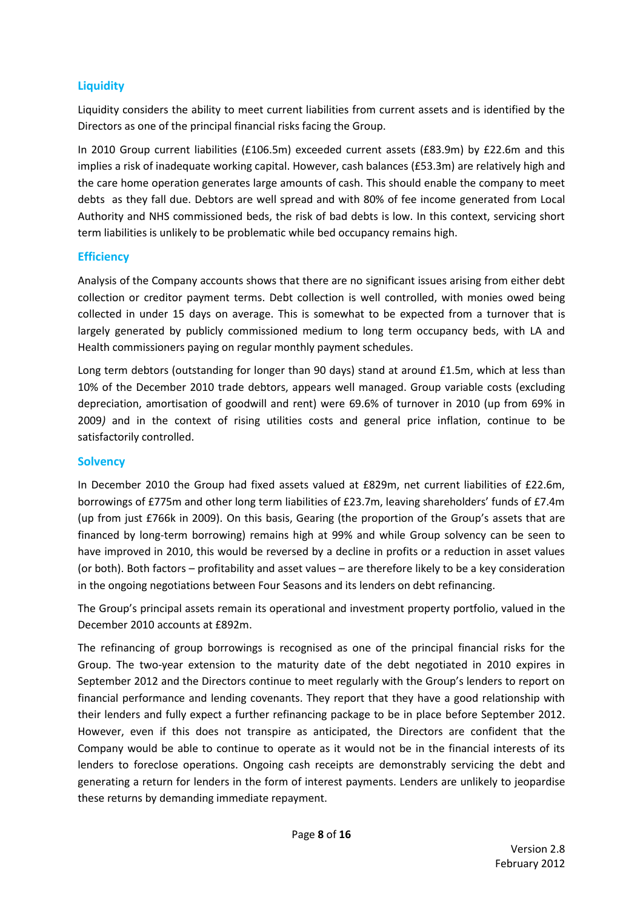## Liquidity

Liquidity considers the ability to meet current liabilities from current assets and is identified by the Directors as one of the principal financial risks facing the Group.

In 2010 Group current liabilities (£106.5m) exceeded current assets (£83.9m) by £22.6m and this implies a risk of inadequate working capital. However, cash balances (£53.3m) are relatively high and the care home operation generates large amounts of cash. This should enable the company to meet debts as they fall due. Debtors are well spread and with 80% of fee income generated from Local Authority and NHS commissioned beds, the risk of bad debts is low. In this context, servicing short term liabilities is unlikely to be problematic while bed occupancy remains high.

## Efficiency

Analysis of the Company accounts shows that there are no significant issues arising from either debt collection or creditor payment terms. Debt collection is well controlled, with monies owed being collected in under 15 days on average. This is somewhat to be expected from a turnover that is largely generated by publicly commissioned medium to long term occupancy beds, with LA and Health commissioners paying on regular monthly payment schedules.

Long term debtors (outstanding for longer than 90 days) stand at around £1.5m, which at less than 10% of the December 2010 trade debtors, appears well managed. Group variable costs (excluding depreciation, amortisation of goodwill and rent) were 69.6% of turnover in 2010 (up from 69% in 2009) and in the context of rising utilities costs and general price inflation, continue to be satisfactorily controlled.

## Solvency

In December 2010 the Group had fixed assets valued at £829m, net current liabilities of £22.6m, borrowings of £775m and other long term liabilities of £23.7m, leaving shareholders' funds of £7.4m (up from just £766k in 2009). On this basis, Gearing (the proportion of the Group's assets that are financed by long-term borrowing) remains high at 99% and while Group solvency can be seen to have improved in 2010, this would be reversed by a decline in profits or a reduction in asset values (or both). Both factors – profitability and asset values – are therefore likely to be a key consideration in the ongoing negotiations between Four Seasons and its lenders on debt refinancing.

The Group's principal assets remain its operational and investment property portfolio, valued in the December 2010 accounts at £892m.

The refinancing of group borrowings is recognised as one of the principal financial risks for the Group. The two-year extension to the maturity date of the debt negotiated in 2010 expires in September 2012 and the Directors continue to meet regularly with the Group's lenders to report on financial performance and lending covenants. They report that they have a good relationship with their lenders and fully expect a further refinancing package to be in place before September 2012. However, even if this does not transpire as anticipated, the Directors are confident that the Company would be able to continue to operate as it would not be in the financial interests of its lenders to foreclose operations. Ongoing cash receipts are demonstrably servicing the debt and generating a return for lenders in the form of interest payments. Lenders are unlikely to jeopardise these returns by demanding immediate repayment.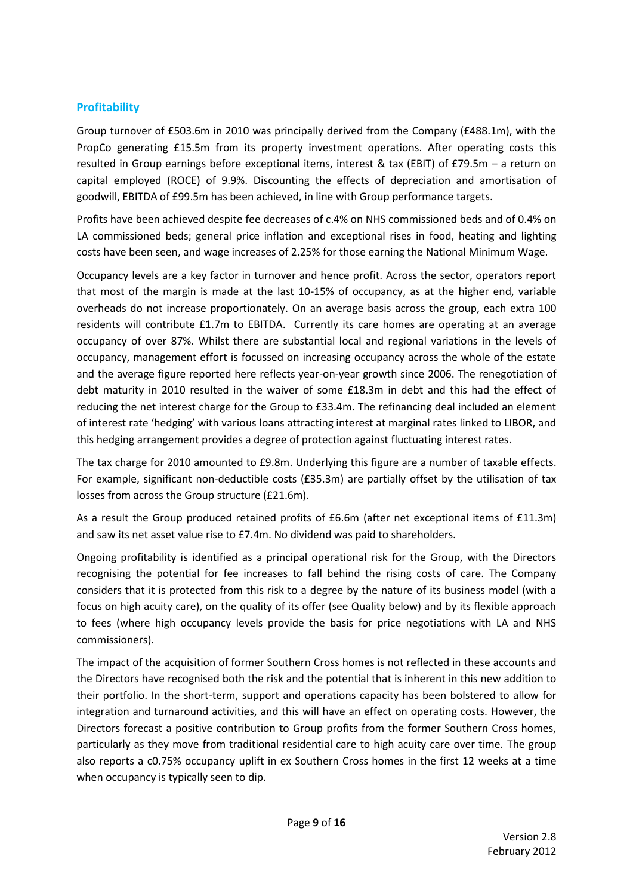## Profitability

Group turnover of £503.6m in 2010 was principally derived from the Company (£488.1m), with the PropCo generating £15.5m from its property investment operations. After operating costs this resulted in Group earnings before exceptional items, interest & tax (EBIT) of £79.5m – a return on capital employed (ROCE) of 9.9%. Discounting the effects of depreciation and amortisation of goodwill, EBITDA of £99.5m has been achieved, in line with Group performance targets.

Profits have been achieved despite fee decreases of c.4% on NHS commissioned beds and of 0.4% on LA commissioned beds; general price inflation and exceptional rises in food, heating and lighting costs have been seen, and wage increases of 2.25% for those earning the National Minimum Wage.

Occupancy levels are a key factor in turnover and hence profit. Across the sector, operators report that most of the margin is made at the last 10-15% of occupancy, as at the higher end, variable overheads do not increase proportionately. On an average basis across the group, each extra 100 residents will contribute £1.7m to EBITDA. Currently its care homes are operating at an average occupancy of over 87%. Whilst there are substantial local and regional variations in the levels of occupancy, management effort is focussed on increasing occupancy across the whole of the estate and the average figure reported here reflects year-on-year growth since 2006. The renegotiation of debt maturity in 2010 resulted in the waiver of some £18.3m in debt and this had the effect of reducing the net interest charge for the Group to £33.4m. The refinancing deal included an element of interest rate 'hedging' with various loans attracting interest at marginal rates linked to LIBOR, and this hedging arrangement provides a degree of protection against fluctuating interest rates.

The tax charge for 2010 amounted to £9.8m. Underlying this figure are a number of taxable effects. For example, significant non-deductible costs (£35.3m) are partially offset by the utilisation of tax losses from across the Group structure (£21.6m).

As a result the Group produced retained profits of £6.6m (after net exceptional items of £11.3m) and saw its net asset value rise to £7.4m. No dividend was paid to shareholders.

Ongoing profitability is identified as a principal operational risk for the Group, with the Directors recognising the potential for fee increases to fall behind the rising costs of care. The Company considers that it is protected from this risk to a degree by the nature of its business model (with a focus on high acuity care), on the quality of its offer (see Quality below) and by its flexible approach to fees (where high occupancy levels provide the basis for price negotiations with LA and NHS commissioners).

The impact of the acquisition of former Southern Cross homes is not reflected in these accounts and the Directors have recognised both the risk and the potential that is inherent in this new addition to their portfolio. In the short-term, support and operations capacity has been bolstered to allow for integration and turnaround activities, and this will have an effect on operating costs. However, the Directors forecast a positive contribution to Group profits from the former Southern Cross homes, particularly as they move from traditional residential care to high acuity care over time. The group also reports a c0.75% occupancy uplift in ex Southern Cross homes in the first 12 weeks at a time when occupancy is typically seen to dip.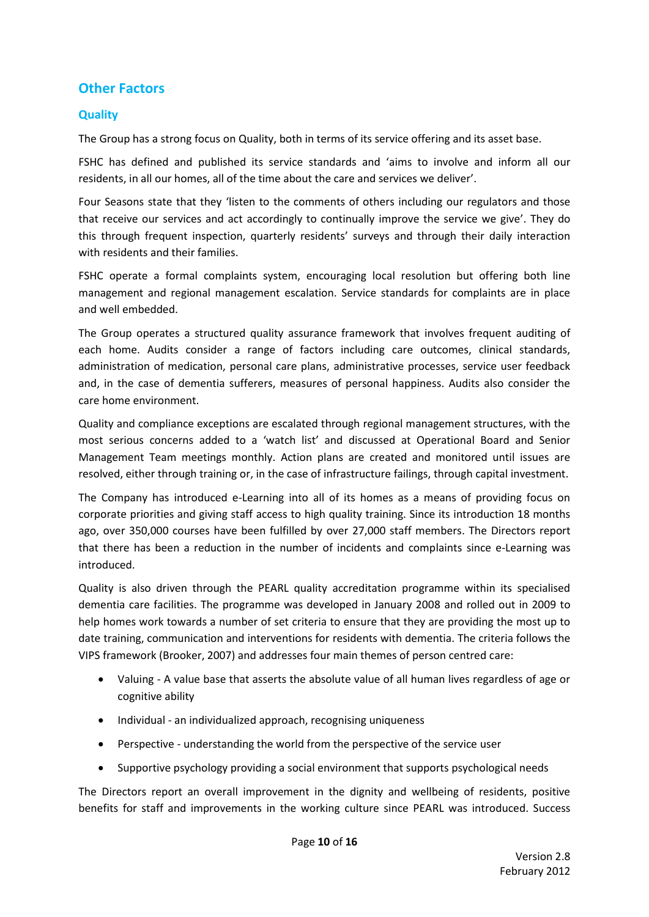## Other Factors

### Quality

The Group has a strong focus on Quality, both in terms of its service offering and its asset base.

FSHC has defined and published its service standards and 'aims to involve and inform all our residents, in all our homes, all of the time about the care and services we deliver'.

Four Seasons state that they 'listen to the comments of others including our regulators and those that receive our services and act accordingly to continually improve the service we give'. They do this through frequent inspection, quarterly residents' surveys and through their daily interaction with residents and their families.

FSHC operate a formal complaints system, encouraging local resolution but offering both line management and regional management escalation. Service standards for complaints are in place and well embedded.

The Group operates a structured quality assurance framework that involves frequent auditing of each home. Audits consider a range of factors including care outcomes, clinical standards, administration of medication, personal care plans, administrative processes, service user feedback and, in the case of dementia sufferers, measures of personal happiness. Audits also consider the care home environment.

Quality and compliance exceptions are escalated through regional management structures, with the most serious concerns added to a 'watch list' and discussed at Operational Board and Senior Management Team meetings monthly. Action plans are created and monitored until issues are resolved, either through training or, in the case of infrastructure failings, through capital investment.

The Company has introduced e-Learning into all of its homes as a means of providing focus on corporate priorities and giving staff access to high quality training. Since its introduction 18 months ago, over 350,000 courses have been fulfilled by over 27,000 staff members. The Directors report that there has been a reduction in the number of incidents and complaints since e-Learning was introduced.

Quality is also driven through the PEARL quality accreditation programme within its specialised dementia care facilities. The programme was developed in January 2008 and rolled out in 2009 to help homes work towards a number of set criteria to ensure that they are providing the most up to date training, communication and interventions for residents with dementia. The criteria follows the VIPS framework (Brooker, 2007) and addresses four main themes of person centred care:

- Valuing - A value base that asserts the absolute value of all human lives regardless of age or cognitive ability
- Individual - an individualized approach, recognising uniqueness
- Perspective - understanding the world from the perspective of the service user
- Supportive psychology providing a social environment that supports psychological needs

The Directors report an overall improvement in the dignity and wellbeing of residents, positive benefits for staff and improvements in the working culture since PEARL was introduced. Success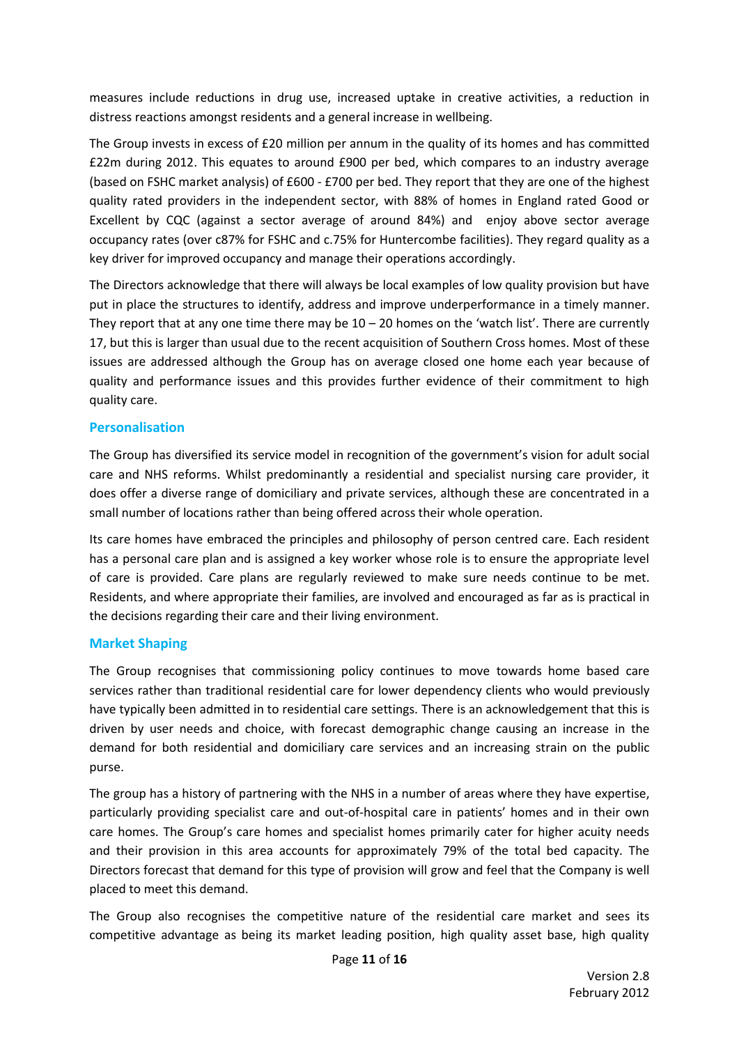measures include reductions in drug use, increased uptake in creative activities, a reduction in distress reactions amongst residents and a general increase in wellbeing.

The Group invests in excess of £20 million per annum in the quality of its homes and has committed £22m during 2012. This equates to around £900 per bed, which compares to an industry average (based on FSHC market analysis) of £600 - £700 per bed. They report that they are one of the highest quality rated providers in the independent sector, with 88% of homes in England rated Good or Excellent by CQC (against a sector average of around 84%) and enjoy above sector average occupancy rates (over c87% for FSHC and c.75% for Huntercombe facilities). They regard quality as a key driver for improved occupancy and manage their operations accordingly.

The Directors acknowledge that there will always be local examples of low quality provision but have put in place the structures to identify, address and improve underperformance in a timely manner. They report that at any one time there may be 10 – 20 homes on the 'watch list'. There are currently 17, but this is larger than usual due to the recent acquisition of Southern Cross homes. Most of these issues are addressed although the Group has on average closed one home each year because of quality and performance issues and this provides further evidence of their commitment to high quality care.

## Personalisation

The Group has diversified its service model in recognition of the government's vision for adult social care and NHS reforms. Whilst predominantly a residential and specialist nursing care provider, it does offer a diverse range of domiciliary and private services, although these are concentrated in a small number of locations rather than being offered across their whole operation.

Its care homes have embraced the principles and philosophy of person centred care. Each resident has a personal care plan and is assigned a key worker whose role is to ensure the appropriate level of care is provided. Care plans are regularly reviewed to make sure needs continue to be met. Residents, and where appropriate their families, are involved and encouraged as far as is practical in the decisions regarding their care and their living environment.

## Market Shaping

The Group recognises that commissioning policy continues to move towards home based care services rather than traditional residential care for lower dependency clients who would previously have typically been admitted in to residential care settings. There is an acknowledgement that this is driven by user needs and choice, with forecast demographic change causing an increase in the demand for both residential and domiciliary care services and an increasing strain on the public purse.

The group has a history of partnering with the NHS in a number of areas where they have expertise, particularly providing specialist care and out-of-hospital care in patients' homes and in their own care homes. The Group's care homes and specialist homes primarily cater for higher acuity needs and their provision in this area accounts for approximately 79% of the total bed capacity. The Directors forecast that demand for this type of provision will grow and feel that the Company is well placed to meet this demand.

The Group also recognises the competitive nature of the residential care market and sees its competitive advantage as being its market leading position, high quality asset base, high quality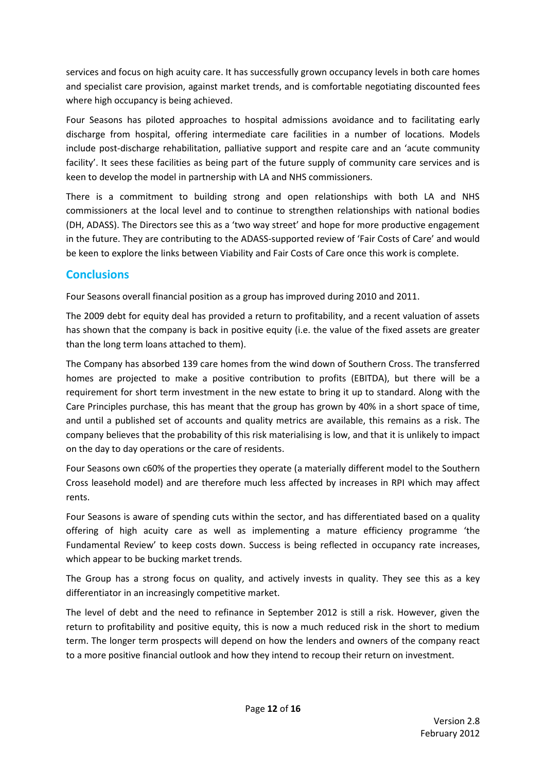services and focus on high acuity care. It has successfully grown occupancy levels in both care homes and specialist care provision, against market trends, and is comfortable negotiating discounted fees where high occupancy is being achieved.

Four Seasons has piloted approaches to hospital admissions avoidance and to facilitating early discharge from hospital, offering intermediate care facilities in a number of locations. Models include post-discharge rehabilitation, palliative support and respite care and an 'acute community facility'. It sees these facilities as being part of the future supply of community care services and is keen to develop the model in partnership with LA and NHS commissioners.

There is a commitment to building strong and open relationships with both LA and NHS commissioners at the local level and to continue to strengthen relationships with national bodies (DH, ADASS). The Directors see this as a 'two way street' and hope for more productive engagement in the future. They are contributing to the ADASS-supported review of 'Fair Costs of Care' and would be keen to explore the links between Viability and Fair Costs of Care once this work is complete.

## Conclusions

Four Seasons overall financial position as a group has improved during 2010 and 2011.

The 2009 debt for equity deal has provided a return to profitability, and a recent valuation of assets has shown that the company is back in positive equity (i.e. the value of the fixed assets are greater than the long term loans attached to them).

The Company has absorbed 139 care homes from the wind down of Southern Cross. The transferred homes are projected to make a positive contribution to profits (EBITDA), but there will be a requirement for short term investment in the new estate to bring it up to standard. Along with the Care Principles purchase, this has meant that the group has grown by 40% in a short space of time, and until a published set of accounts and quality metrics are available, this remains as a risk. The company believes that the probability of this risk materialising is low, and that it is unlikely to impact on the day to day operations or the care of residents.

Four Seasons own c60% of the properties they operate (a materially different model to the Southern Cross leasehold model) and are therefore much less affected by increases in RPI which may affect rents.

Four Seasons is aware of spending cuts within the sector, and has differentiated based on a quality offering of high acuity care as well as implementing a mature efficiency programme 'the Fundamental Review' to keep costs down. Success is being reflected in occupancy rate increases, which appear to be bucking market trends.

The Group has a strong focus on quality, and actively invests in quality. They see this as a key differentiator in an increasingly competitive market.

The level of debt and the need to refinance in September 2012 is still a risk. However, given the return to profitability and positive equity, this is now a much reduced risk in the short to medium term. The longer term prospects will depend on how the lenders and owners of the company react to a more positive financial outlook and how they intend to recoup their return on investment.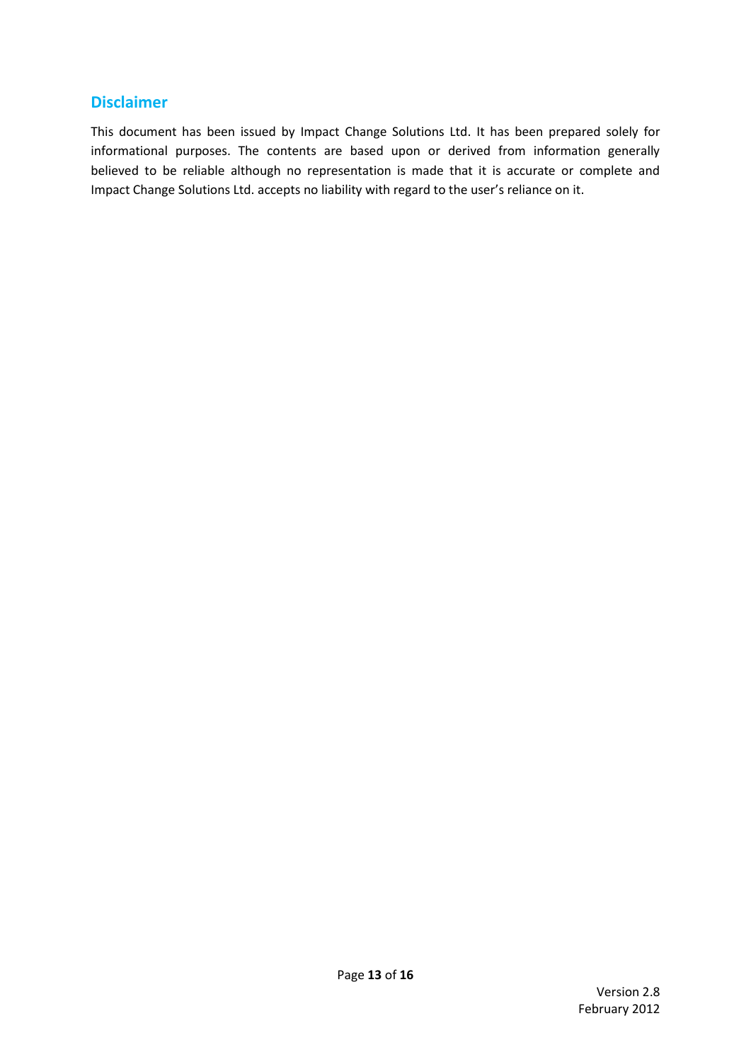## Disclaimer

This document has been issued by Impact Change Solutions Ltd. It has been prepared solely for informational purposes. The contents are based upon or derived from information generally believed to be reliable although no representation is made that it is accurate or complete and Impact Change Solutions Ltd. accepts no liability with regard to the user's reliance on it.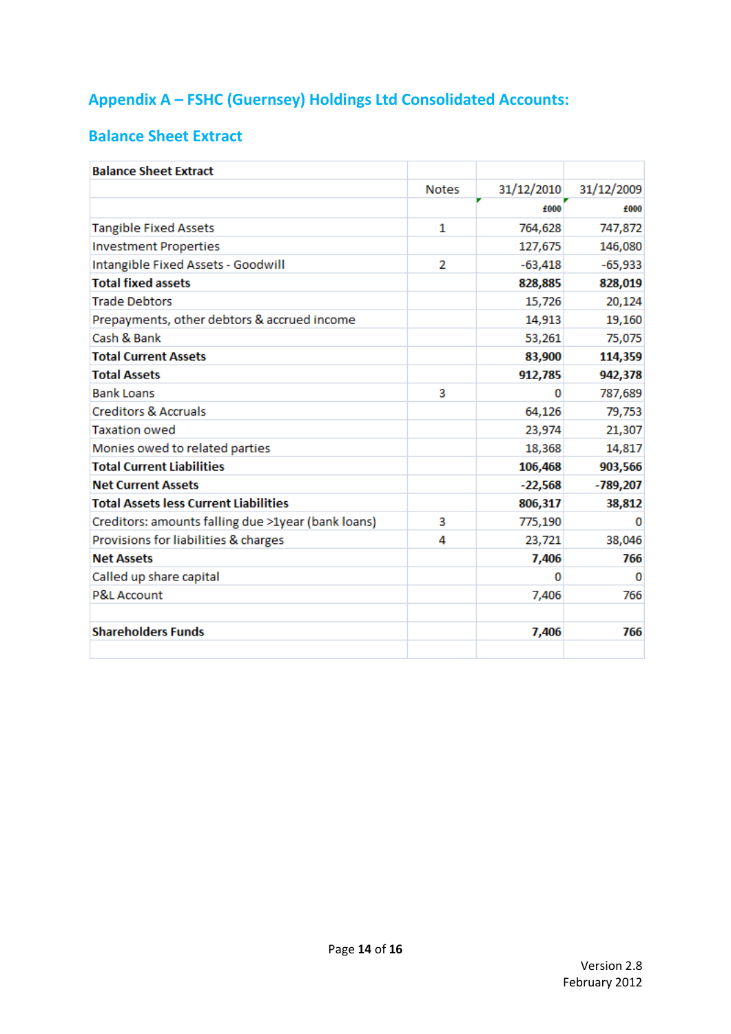## Appendix A – FSHC (Guernsey) Holdings Ltd Consolidated Accounts:

### Balance Sheet Extract

| Balance Sheet Extract | | | |
|---|---|---|---|
| | Notes | 31/12/2010 | 31/12/2009 |
| | | £000 | £000 |
| Tangible Fixed Assets | 1 | 764,628 | 747,872 |
| Investment Properties | | 127,675 | 146,080 |
| Intangible Fixed Assets - Goodwill | 2 | -63,418 | -65,933 |
| **Total fixed assets** | | **828,885** | **828,019** |
| Trade Debtors | | 15,726 | 20,124 |
| Prepayments, other debtors & accrued income | | 14,913 | 19,160 |
| Cash & Bank | | 53,261 | 75,075 |
| **Total Current Assets** | | **83,900** | **114,359** |
| **Total Assets** | | **912,785** | **942,378** |
| Bank Loans | 3 | 0 | 787,689 |
| Creditors & Accruals | | 64,126 | 79,753 |
| Taxation owed | | 23,974 | 21,307 |
| Monies owed to related parties | | 18,368 | 14,817 |
| **Total Current Liabilities** | | **106,468** | **903,566** |
| **Net Current Assets** | | **-22,568** | **-789,207** |
| **Total Assets less Current Liabilities** | | **806,317** | **38,812** |
| Creditors: amounts falling due >1year (bank loans) | 3 | 775,190 | 0 |
| Provisions for liabilities & charges | 4 | 23,721 | 38,046 |
| **Net Assets** | | **7,406** | **766** |
| Called up share capital | | 0 | 0 |
| P&L Account | | 7,406 | 766 |
| | | | |
| **Shareholders Funds** | | **7,406** | **766** |

Version 2.8
February 2012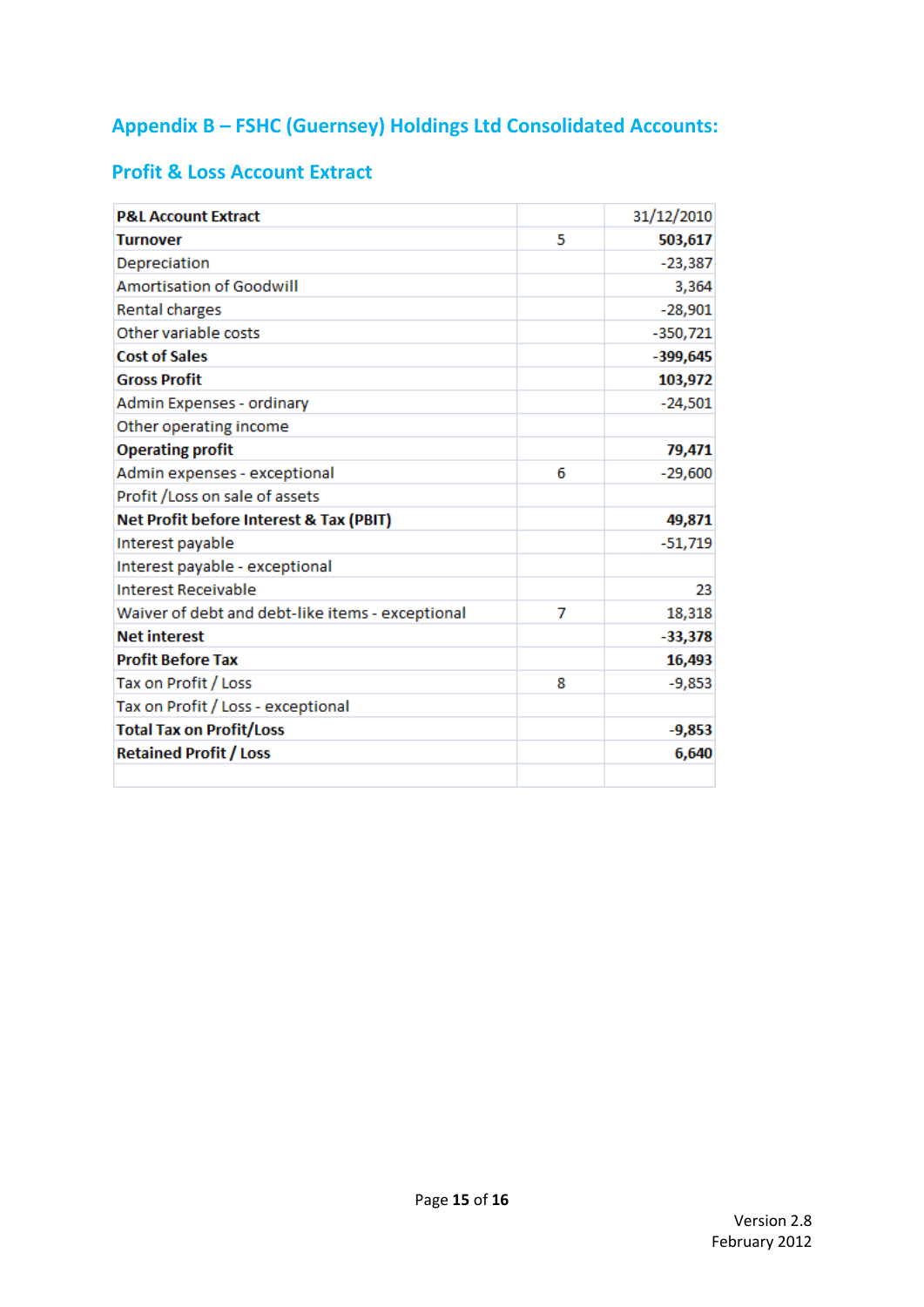## Appendix B – FSHC (Guernsey) Holdings Ltd Consolidated Accounts:

### Profit & Loss Account Extract

| **P&L Account Extract** | | 31/12/2010 |
|---|---|---|
| **Turnover** | 5 | **503,617** |
| Depreciation | | -23,387 |
| Amortisation of Goodwill | | 3,364 |
| Rental charges | | -28,901 |
| Other variable costs | | -350,721 |
| **Cost of Sales** | | **-399,645** |
| **Gross Profit** | | **103,972** |
| Admin Expenses - ordinary | | -24,501 |
| Other operating income | | |
| **Operating profit** | | **79,471** |
| Admin expenses - exceptional | 6 | -29,600 |
| Profit /Loss on sale of assets | | |
| **Net Profit before Interest & Tax (PBIT)** | | **49,871** |
| Interest payable | | -51,719 |
| Interest payable - exceptional | | |
| Interest Receivable | | 23 |
| Waiver of debt and debt-like items - exceptional | 7 | 18,318 |
| **Net interest** | | **-33,378** |
| **Profit Before Tax** | | **16,493** |
| Tax on Profit / Loss | 8 | -9,853 |
| Tax on Profit / Loss - exceptional | | |
| **Total Tax on Profit/Loss** | | **-9,853** |
| **Retained Profit / Loss** | | **6,640** |
| | | |

Version 2.8
February 2012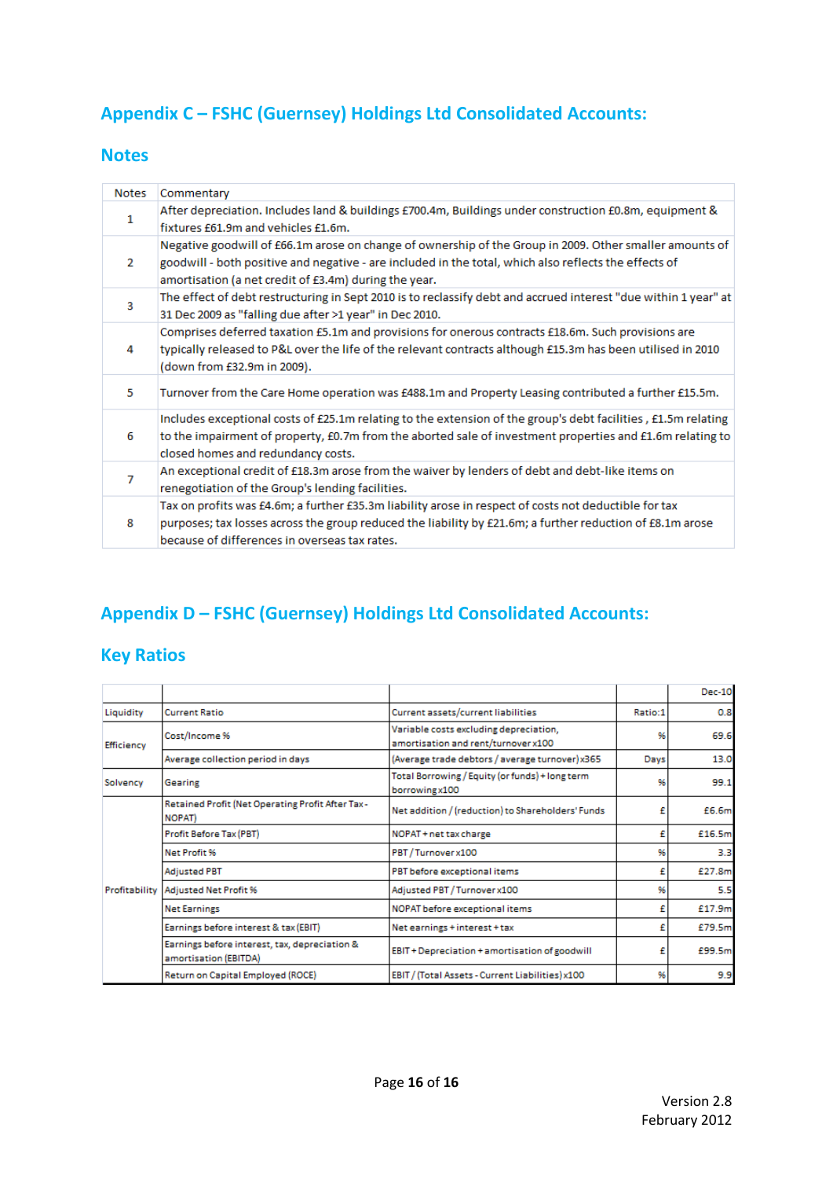# Appendix C – FSHC (Guernsey) Holdings Ltd Consolidated Accounts:

## Notes

| Notes | Commentary |
|---|---|
| 1 | After depreciation. Includes land & buildings £700.4m, Buildings under construction £0.8m, equipment & fixtures £61.9m and vehicles £1.6m. |
| 2 | Negative goodwill of £66.1m arose on change of ownership of the Group in 2009. Other smaller amounts of goodwill - both positive and negative - are included in the total, which also reflects the effects of amortisation (a net credit of £3.4m) during the year. |
| 3 | The effect of debt restructuring in Sept 2010 is to reclassify debt and accrued interest "due within 1 year" at 31 Dec 2009 as "falling due after >1 year" in Dec 2010. |
| 4 | Comprises deferred taxation £5.1m and provisions for onerous contracts £18.6m. Such provisions are typically released to P&L over the life of the relevant contracts although £15.3m has been utilised in 2010 (down from £32.9m in 2009). |
| 5 | Turnover from the Care Home operation was £488.1m and Property Leasing contributed a further £15.5m. |
| 6 | Includes exceptional costs of £25.1m relating to the extension of the group's debt facilities , £1.5m relating to the impairment of property, £0.7m from the aborted sale of investment properties and £1.6m relating to closed homes and redundancy costs. |
| 7 | An exceptional credit of £18.3m arose from the waiver by lenders of debt and debt-like items on renegotiation of the Group's lending facilities. |
| 8 | Tax on profits was £4.6m; a further £35.3m liability arose in respect of costs not deductible for tax purposes; tax losses across the group reduced the liability by £21.6m; a further reduction of £8.1m arose because of differences in overseas tax rates. |

# Appendix D – FSHC (Guernsey) Holdings Ltd Consolidated Accounts:

## Key Ratios

| | | | | Dec-10 |
|---|---|---|---|---|
| Liquidity | Current Ratio | Current assets/current liabilities | Ratio:1 | 0.8 |
| Efficiency | Cost/Income % | Variable costs excluding depreciation, amortisation and rent/turnover x100 | % | 69.6 |
| | Average collection period in days | (Average trade debtors / average turnover) x365 | Days | 13.0 |
| Solvency | Gearing | Total Borrowing / Equity (or funds) + long term borrowing x100 | % | 99.1 |
| Profitability | Retained Profit (Net Operating Profit After Tax - NOPAT) | Net addition / (reduction) to Shareholders' Funds | £ | £6.6m |
| | Profit Before Tax (PBT) | NOPAT + net tax charge | £ | £16.5m |
| | Net Profit % | PBT / Turnover x100 | % | 3.3 |
| | Adjusted PBT | PBT before exceptional items | £ | £27.8m |
| | Adjusted Net Profit % | Adjusted PBT / Turnover x100 | % | 5.5 |
| | Net Earnings | NOPAT before exceptional items | £ | £17.9m |
| | Earnings before interest & tax (EBIT) | Net earnings + interest + tax | £ | £79.5m |
| | Earnings before interest, tax, depreciation & amortisation (EBITDA) | EBIT + Depreciation + amortisation of goodwill | £ | £99.5m |
| | Return on Capital Employed (ROCE) | EBIT / (Total Assets - Current Liabilities) x100 | % | 9.9 |

Version 2.8
February 2012